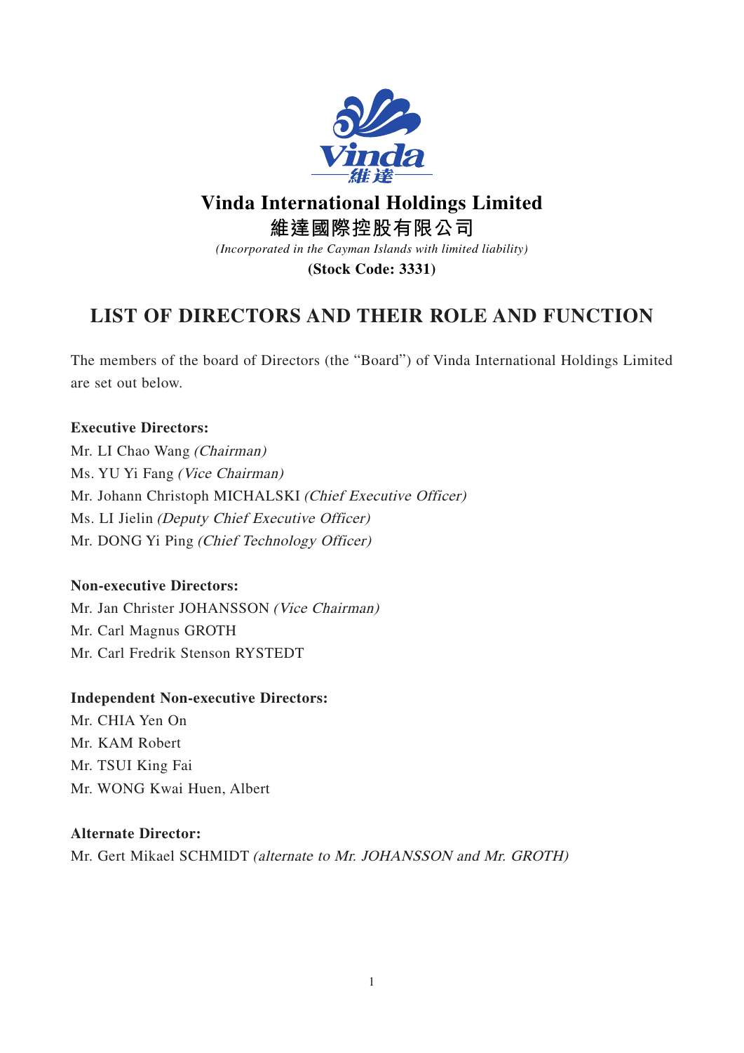# Vinda International Holdings Limited

## 維達國際控股有限公司

*(Incorporated in the Cayman Islands with limited liability)*

**(Stock Code: 3331)**

## LIST OF DIRECTORS AND THEIR ROLE AND FUNCTION

The members of the board of Directors (the "Board") of Vinda International Holdings Limited are set out below.

**Executive Directors:**

Mr. LI Chao Wang *(Chairman)*
Ms. YU Yi Fang *(Vice Chairman)*
Mr. Johann Christoph MICHALSKI *(Chief Executive Officer)*
Ms. LI Jielin *(Deputy Chief Executive Officer)*
Mr. DONG Yi Ping *(Chief Technology Officer)*

**Non-executive Directors:**

Mr. Jan Christer JOHANSSON *(Vice Chairman)*
Mr. Carl Magnus GROTH
Mr. Carl Fredrik Stenson RYSTEDT

**Independent Non-executive Directors:**

Mr. CHIA Yen On
Mr. KAM Robert
Mr. TSUI King Fai
Mr. WONG Kwai Huen, Albert

**Alternate Director:**

Mr. Gert Mikael SCHMIDT *(alternate to Mr. JOHANSSON and Mr. GROTH)*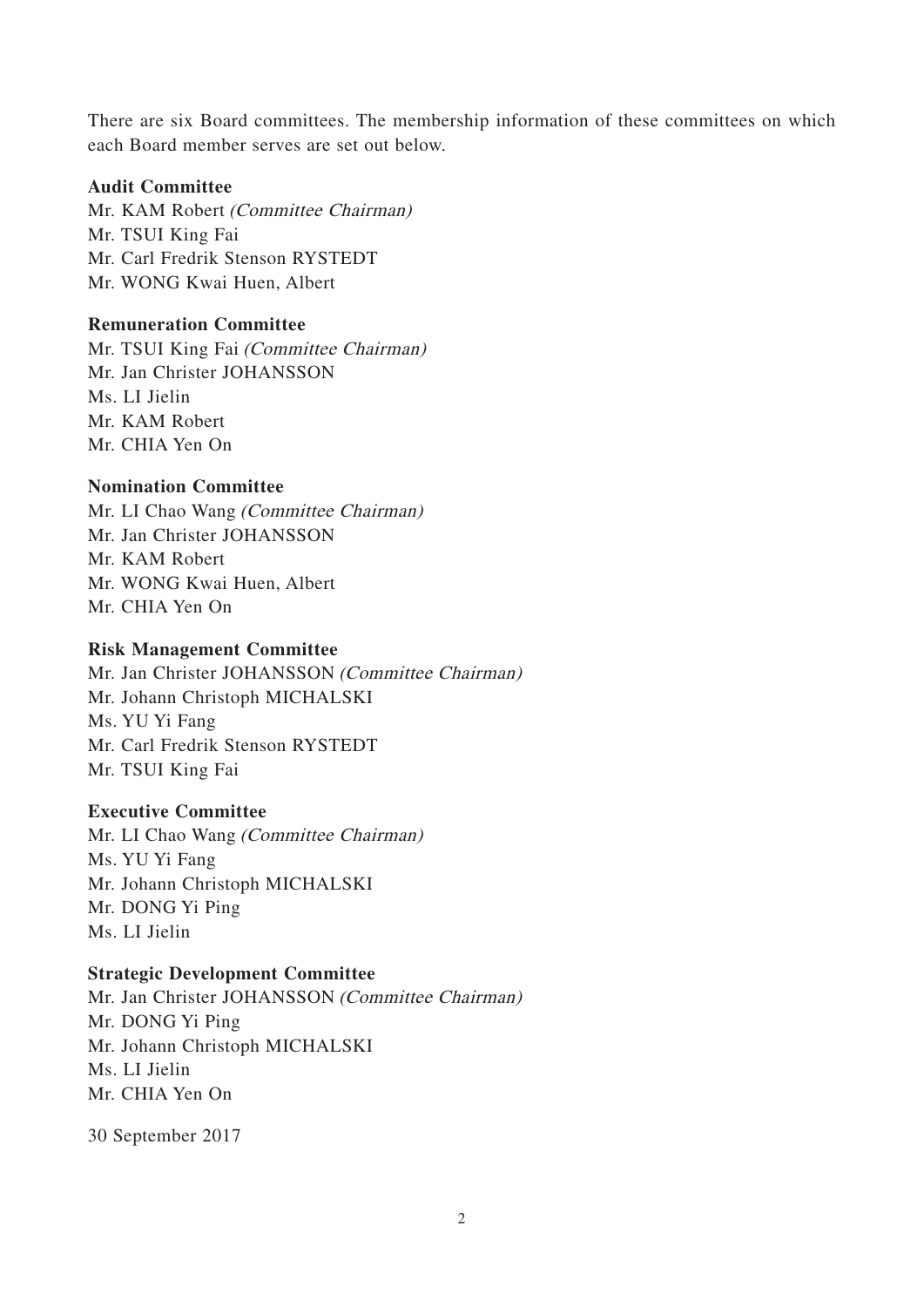There are six Board committees. The membership information of these committees on which each Board member serves are set out below.

**Audit Committee**

Mr. KAM Robert *(Committee Chairman)*
Mr. TSUI King Fai
Mr. Carl Fredrik Stenson RYSTEDT
Mr. WONG Kwai Huen, Albert

**Remuneration Committee**

Mr. TSUI King Fai *(Committee Chairman)*
Mr. Jan Christer JOHANSSON
Ms. LI Jielin
Mr. KAM Robert
Mr. CHIA Yen On

**Nomination Committee**

Mr. LI Chao Wang *(Committee Chairman)*
Mr. Jan Christer JOHANSSON
Mr. KAM Robert
Mr. WONG Kwai Huen, Albert
Mr. CHIA Yen On

**Risk Management Committee**

Mr. Jan Christer JOHANSSON *(Committee Chairman)*
Mr. Johann Christoph MICHALSKI
Ms. YU Yi Fang
Mr. Carl Fredrik Stenson RYSTEDT
Mr. TSUI King Fai

**Executive Committee**

Mr. LI Chao Wang *(Committee Chairman)*
Ms. YU Yi Fang
Mr. Johann Christoph MICHALSKI
Mr. DONG Yi Ping
Ms. LI Jielin

**Strategic Development Committee**

Mr. Jan Christer JOHANSSON *(Committee Chairman)*
Mr. DONG Yi Ping
Mr. Johann Christoph MICHALSKI
Ms. LI Jielin
Mr. CHIA Yen On

30 September 2017